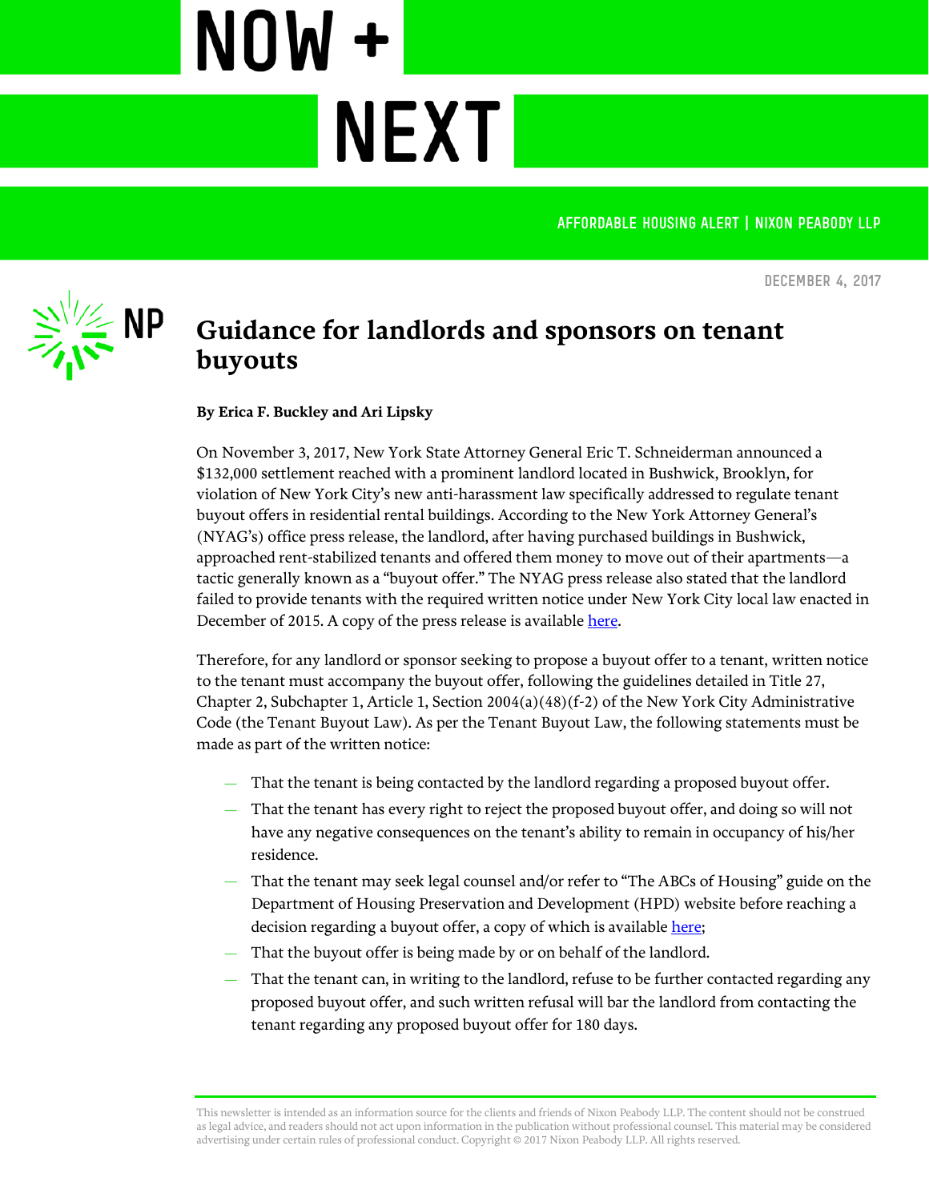AFFORDABLE HOUSING ALERT | NIXON PEABODY LLP

DECEMBER 4, 2017

# Guidance for landlords and sponsors on tenant buyouts

**By Erica F. Buckley and Ari Lipsky**

On November 3, 2017, New York State Attorney General Eric T. Schneiderman announced a $132,000 settlement reached with a prominent landlord located in Bushwick, Brooklyn, for violation of New York City's new anti-harassment law specifically addressed to regulate tenant buyout offers in residential rental buildings. According to the New York Attorney General's (NYAG's) office press release, the landlord, after having purchased buildings in Bushwick, approached rent-stabilized tenants and offered them money to move out of their apartments—a tactic generally known as a "buyout offer." The NYAG press release also stated that the landlord failed to provide tenants with the required written notice under New York City local law enacted in December of 2015. A copy of the press release is available here.

Therefore, for any landlord or sponsor seeking to propose a buyout offer to a tenant, written notice to the tenant must accompany the buyout offer, following the guidelines detailed in Title 27, Chapter 2, Subchapter 1, Article 1, Section 2004(a)(48)(f-2) of the New York City Administrative Code (the Tenant Buyout Law). As per the Tenant Buyout Law, the following statements must be made as part of the written notice:

- That the tenant is being contacted by the landlord regarding a proposed buyout offer.
- That the tenant has every right to reject the proposed buyout offer, and doing so will not have any negative consequences on the tenant's ability to remain in occupancy of his/her residence.
- That the tenant may seek legal counsel and/or refer to "The ABCs of Housing" guide on the Department of Housing Preservation and Development (HPD) website before reaching a decision regarding a buyout offer, a copy of which is available here;
- That the buyout offer is being made by or on behalf of the landlord.
- That the tenant can, in writing to the landlord, refuse to be further contacted regarding any proposed buyout offer, and such written refusal will bar the landlord from contacting the tenant regarding any proposed buyout offer for 180 days.

This newsletter is intended as an information source for the clients and friends of Nixon Peabody LLP. The content should not be construed as legal advice, and readers should not act upon information in the publication without professional counsel. This material may be considered advertising under certain rules of professional conduct. Copyright © 2017 Nixon Peabody LLP. All rights reserved.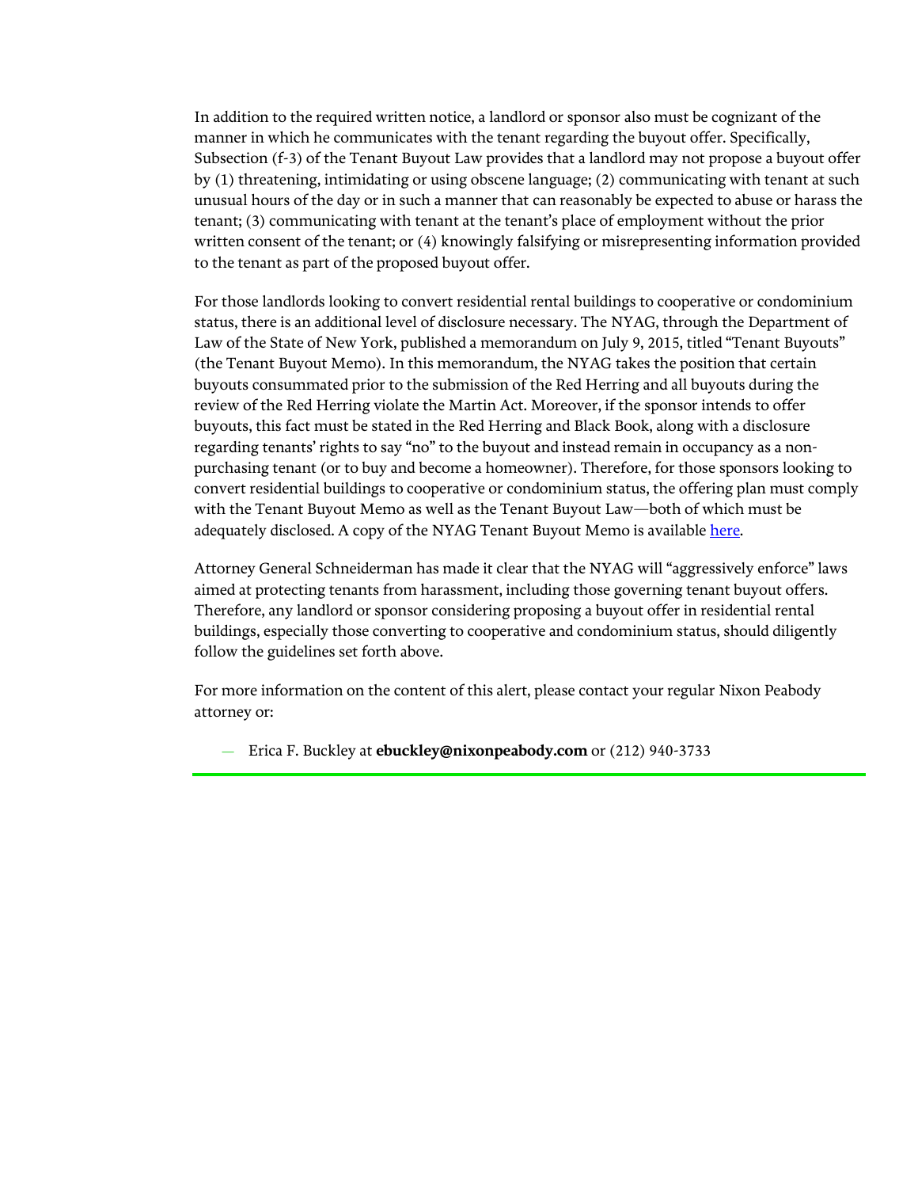In addition to the required written notice, a landlord or sponsor also must be cognizant of the manner in which he communicates with the tenant regarding the buyout offer. Specifically, Subsection (f-3) of the Tenant Buyout Law provides that a landlord may not propose a buyout offer by (1) threatening, intimidating or using obscene language; (2) communicating with tenant at such unusual hours of the day or in such a manner that can reasonably be expected to abuse or harass the tenant; (3) communicating with tenant at the tenant's place of employment without the prior written consent of the tenant; or (4) knowingly falsifying or misrepresenting information provided to the tenant as part of the proposed buyout offer.

For those landlords looking to convert residential rental buildings to cooperative or condominium status, there is an additional level of disclosure necessary. The NYAG, through the Department of Law of the State of New York, published a memorandum on July 9, 2015, titled "Tenant Buyouts" (the Tenant Buyout Memo). In this memorandum, the NYAG takes the position that certain buyouts consummated prior to the submission of the Red Herring and all buyouts during the review of the Red Herring violate the Martin Act. Moreover, if the sponsor intends to offer buyouts, this fact must be stated in the Red Herring and Black Book, along with a disclosure regarding tenants' rights to say "no" to the buyout and instead remain in occupancy as a non-purchasing tenant (or to buy and become a homeowner). Therefore, for those sponsors looking to convert residential buildings to cooperative or condominium status, the offering plan must comply with the Tenant Buyout Memo as well as the Tenant Buyout Law—both of which must be adequately disclosed. A copy of the NYAG Tenant Buyout Memo is available here.

Attorney General Schneiderman has made it clear that the NYAG will "aggressively enforce" laws aimed at protecting tenants from harassment, including those governing tenant buyout offers. Therefore, any landlord or sponsor considering proposing a buyout offer in residential rental buildings, especially those converting to cooperative and condominium status, should diligently follow the guidelines set forth above.

For more information on the content of this alert, please contact your regular Nixon Peabody attorney or:

— Erica F. Buckley at **ebuckley@nixonpeabody.com** or (212) 940-3733